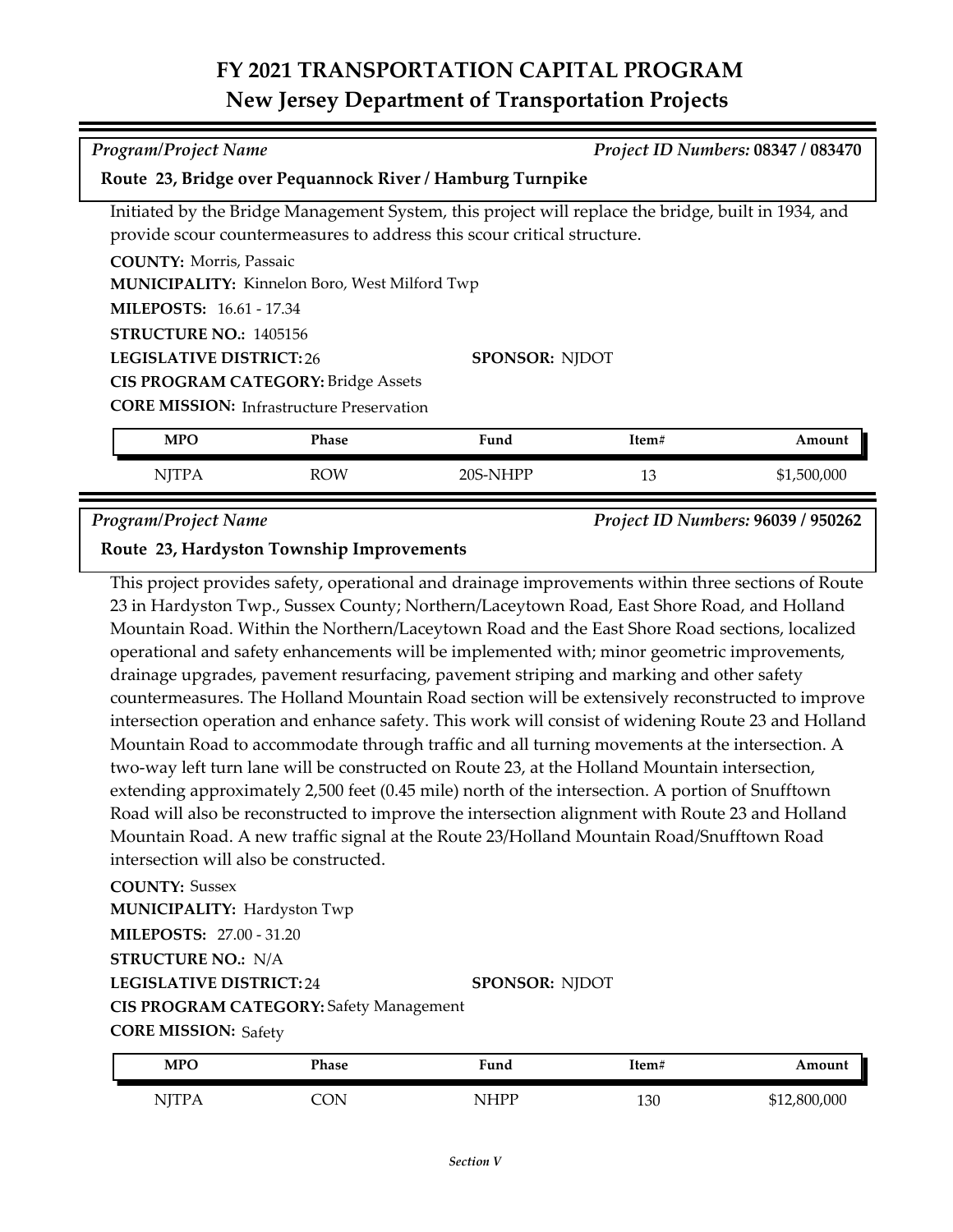# FY 2021 TRANSPORTATION CAPITAL PROGRAM
## New Jersey Department of Transportation Projects

*Program/Project Name* *Project ID Numbers:* **08347 / 083470**

**Route 23, Bridge over Pequannock River / Hamburg Turnpike**

Initiated by the Bridge Management System, this project will replace the bridge, built in 1934, and provide scour countermeasures to address this scour critical structure.

**COUNTY:** Morris, Passaic
**MUNICIPALITY:** Kinnelon Boro, West Milford Twp
**MILEPOSTS:** 16.61 - 17.34
**STRUCTURE NO.:** 1405156
**LEGISLATIVE DISTRICT:** 26 **SPONSOR:** NJDOT
**CIS PROGRAM CATEGORY:** Bridge Assets
**CORE MISSION:** Infrastructure Preservation

| MPO | Phase | Fund | Item# | Amount |
|---|---|---|---|---|
| NJTPA | ROW | 20S-NHPP | 13 | $1,500,000 |

*Program/Project Name* *Project ID Numbers:* **96039 / 950262**

**Route 23, Hardyston Township Improvements**

This project provides safety, operational and drainage improvements within three sections of Route 23 in Hardyston Twp., Sussex County; Northern/Laceytown Road, East Shore Road, and Holland Mountain Road. Within the Northern/Laceytown Road and the East Shore Road sections, localized operational and safety enhancements will be implemented with; minor geometric improvements, drainage upgrades, pavement resurfacing, pavement striping and marking and other safety countermeasures. The Holland Mountain Road section will be extensively reconstructed to improve intersection operation and enhance safety. This work will consist of widening Route 23 and Holland Mountain Road to accommodate through traffic and all turning movements at the intersection. A two-way left turn lane will be constructed on Route 23, at the Holland Mountain intersection, extending approximately 2,500 feet (0.45 mile) north of the intersection. A portion of Snufftown Road will also be reconstructed to improve the intersection alignment with Route 23 and Holland Mountain Road. A new traffic signal at the Route 23/Holland Mountain Road/Snufftown Road intersection will also be constructed.

**COUNTY:** Sussex
**MUNICIPALITY:** Hardyston Twp
**MILEPOSTS:** 27.00 - 31.20
**STRUCTURE NO.:** N/A
**LEGISLATIVE DISTRICT:** 24 **SPONSOR:** NJDOT
**CIS PROGRAM CATEGORY:** Safety Management
**CORE MISSION:** Safety

| MPO | Phase | Fund | Item# | Amount |
|---|---|---|---|---|
| NJTPA | CON | NHPP | 130 | $12,800,000 |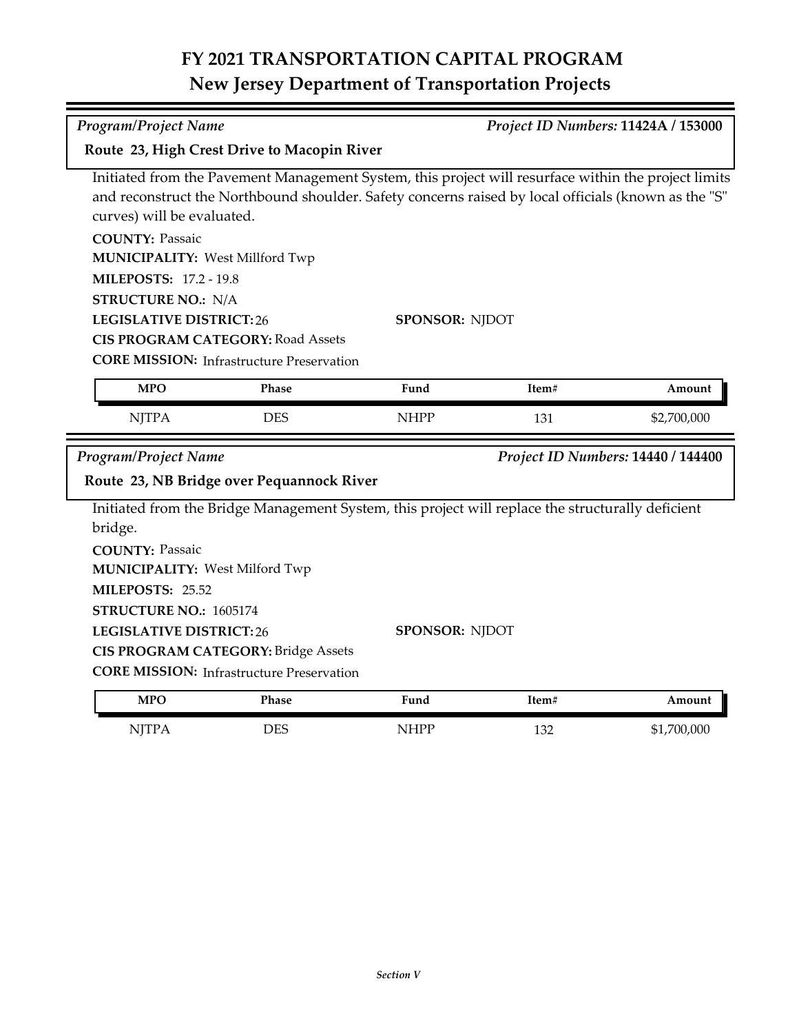# FY 2021 TRANSPORTATION CAPITAL PROGRAM
## New Jersey Department of Transportation Projects

*Program/Project Name* *Project ID Numbers:* **11424A / 153000**

**Route 23, High Crest Drive to Macopin River**

Initiated from the Pavement Management System, this project will resurface within the project limits and reconstruct the Northbound shoulder. Safety concerns raised by local officials (known as the "S" curves) will be evaluated.

**COUNTY:** Passaic
**MUNICIPALITY:** West Millford Twp
**MILEPOSTS:** 17.2 - 19.8
**STRUCTURE NO.:** N/A
**LEGISLATIVE DISTRICT:** 26
**SPONSOR:** NJDOT
**CIS PROGRAM CATEGORY:** Road Assets
**CORE MISSION:** Infrastructure Preservation

| MPO | Phase | Fund | Item# | Amount |
|---|---|---|---|---|
| NJTPA | DES | NHPP | 131 | $2,700,000 |

*Program/Project Name* *Project ID Numbers:* **14440 / 144400**

**Route 23, NB Bridge over Pequannock River**

Initiated from the Bridge Management System, this project will replace the structurally deficient bridge.

**COUNTY:** Passaic
**MUNICIPALITY:** West Milford Twp
**MILEPOSTS:** 25.52
**STRUCTURE NO.:** 1605174
**LEGISLATIVE DISTRICT:** 26
**SPONSOR:** NJDOT
**CIS PROGRAM CATEGORY:** Bridge Assets
**CORE MISSION:** Infrastructure Preservation

| MPO | Phase | Fund | Item# | Amount |
|---|---|---|---|---|
| NJTPA | DES | NHPP | 132 | $1,700,000 |

*Section V*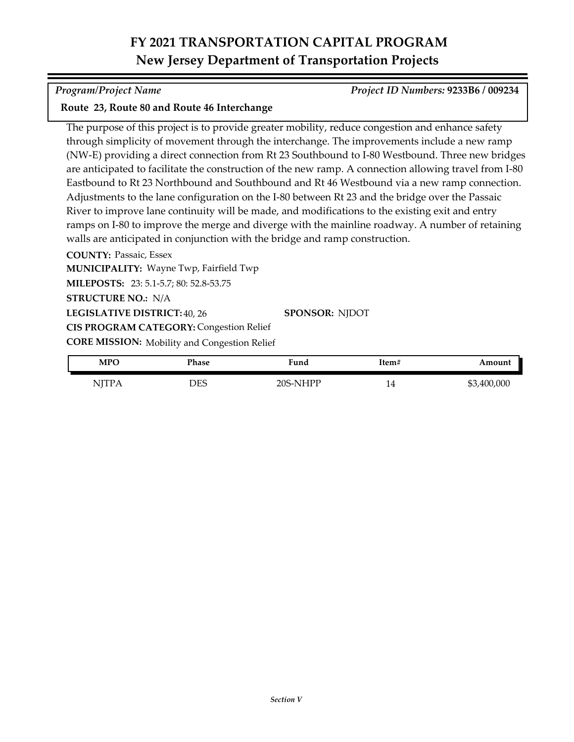# FY 2021 TRANSPORTATION CAPITAL PROGRAM
## New Jersey Department of Transportation Projects

*Program/Project Name* *Project ID Numbers:* **9233B6 / 009234**

**Route 23, Route 80 and Route 46 Interchange**

The purpose of this project is to provide greater mobility, reduce congestion and enhance safety through simplicity of movement through the interchange. The improvements include a new ramp (NW-E) providing a direct connection from Rt 23 Southbound to I-80 Westbound. Three new bridges are anticipated to facilitate the construction of the new ramp. A connection allowing travel from I-80 Eastbound to Rt 23 Northbound and Southbound and Rt 46 Westbound via a new ramp connection. Adjustments to the lane configuration on the I-80 between Rt 23 and the bridge over the Passaic River to improve lane continuity will be made, and modifications to the existing exit and entry ramps on I-80 to improve the merge and diverge with the mainline roadway. A number of retaining walls are anticipated in conjunction with the bridge and ramp construction.

**COUNTY:** Passaic, Essex
**MUNICIPALITY:** Wayne Twp, Fairfield Twp
**MILEPOSTS:** 23: 5.1-5.7; 80: 52.8-53.75
**STRUCTURE NO.:** N/A
**LEGISLATIVE DISTRICT:** 40, 26 **SPONSOR:** NJDOT
**CIS PROGRAM CATEGORY:** Congestion Relief
**CORE MISSION:** Mobility and Congestion Relief

| MPO | Phase | Fund | Item# | Amount |
|---|---|---|---|---|
| NJTPA | DES | 20S-NHPP | 14 | $3,400,000 |